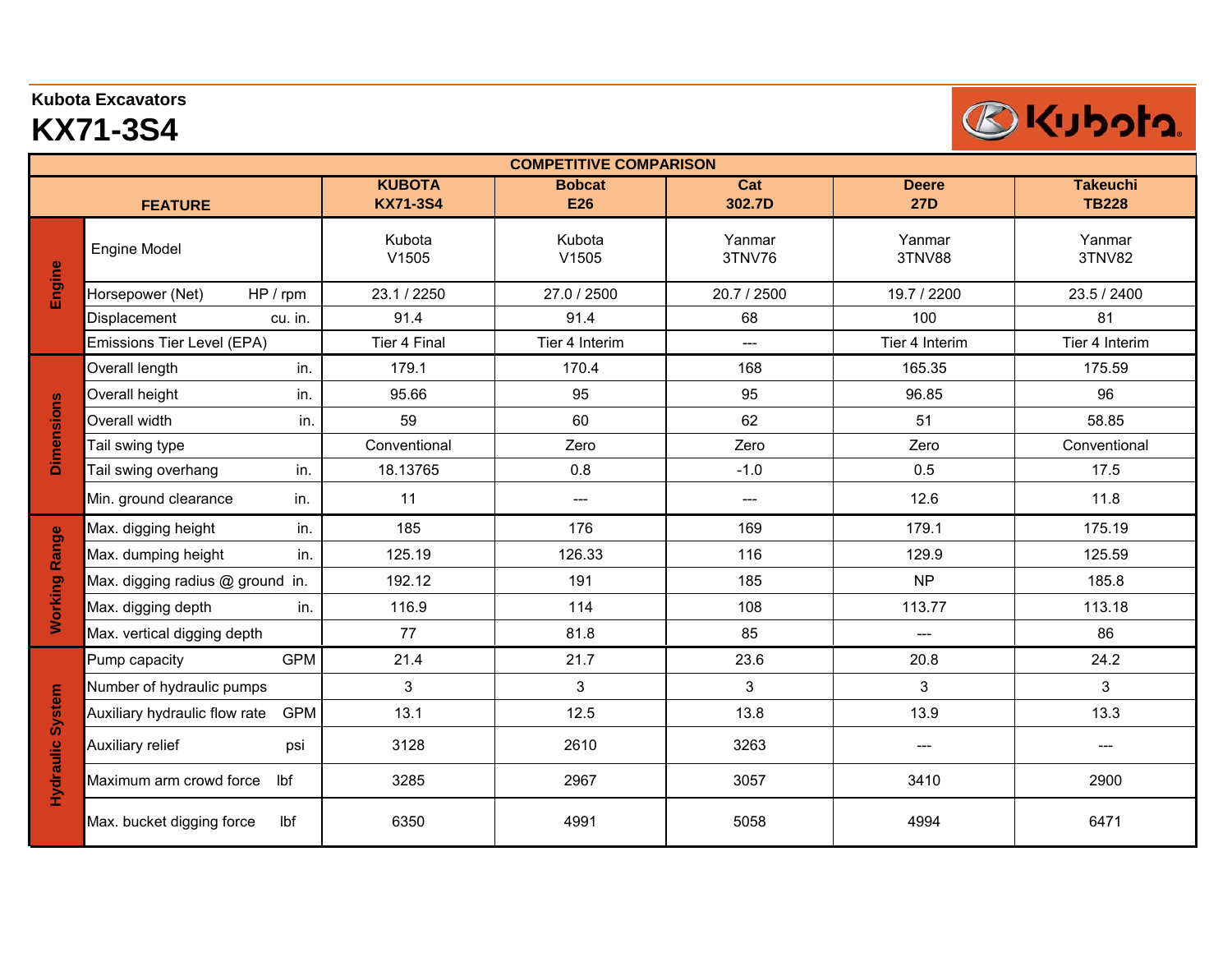Kubota Excavators

# KX71-3S4

| COMPETITIVE COMPARISON | | | | | | | |
|---|---|---|---|---|---|---|---|
| FEATURE | | | KUBOTA KX71-3S4 | Bobcat E26 | Cat 302.7D | Deere 27D | Takeuchi TB228 |
| Engine | Engine Model | | Kubota V1505 | Kubota V1505 | Yanmar 3TNV76 | Yanmar 3TNV88 | Yanmar 3TNV82 |
| | Horsepower (Net) | HP / rpm | 23.1 / 2250 | 27.0 / 2500 | 20.7 / 2500 | 19.7 / 2200 | 23.5 / 2400 |
| | Displacement | cu. in. | 91.4 | 91.4 | 68 | 100 | 81 |
| | Emissions Tier Level (EPA) | | Tier 4 Final | Tier 4 Interim | --- | Tier 4 Interim | Tier 4 Interim |
| Dimensions | Overall length | in. | 179.1 | 170.4 | 168 | 165.35 | 175.59 |
| | Overall height | in. | 95.66 | 95 | 95 | 96.85 | 96 |
| | Overall width | in. | 59 | 60 | 62 | 51 | 58.85 |
| | Tail swing type | | Conventional | Zero | Zero | Zero | Conventional |
| | Tail swing overhang | in. | 18.13765 | 0.8 | -1.0 | 0.5 | 17.5 |
| | Min. ground clearance | in. | 11 | --- | --- | 12.6 | 11.8 |
| Working Range | Max. digging height | in. | 185 | 176 | 169 | 179.1 | 175.19 |
| | Max. dumping height | in. | 125.19 | 126.33 | 116 | 129.9 | 125.59 |
| | Max. digging radius @ ground | in. | 192.12 | 191 | 185 | NP | 185.8 |
| | Max. digging depth | in. | 116.9 | 114 | 108 | 113.77 | 113.18 |
| | Max. vertical digging depth | | 77 | 81.8 | 85 | --- | 86 |
| Hydraulic System | Pump capacity | GPM | 21.4 | 21.7 | 23.6 | 20.8 | 24.2 |
| | Number of hydraulic pumps | | 3 | 3 | 3 | 3 | 3 |
| | Auxiliary hydraulic flow rate | GPM | 13.1 | 12.5 | 13.8 | 13.9 | 13.3 |
| | Auxiliary relief | psi | 3128 | 2610 | 3263 | --- | --- |
| | Maximum arm crowd force | lbf | 3285 | 2967 | 3057 | 3410 | 2900 |
| | Max. bucket digging force | lbf | 6350 | 4991 | 5058 | 4994 | 6471 |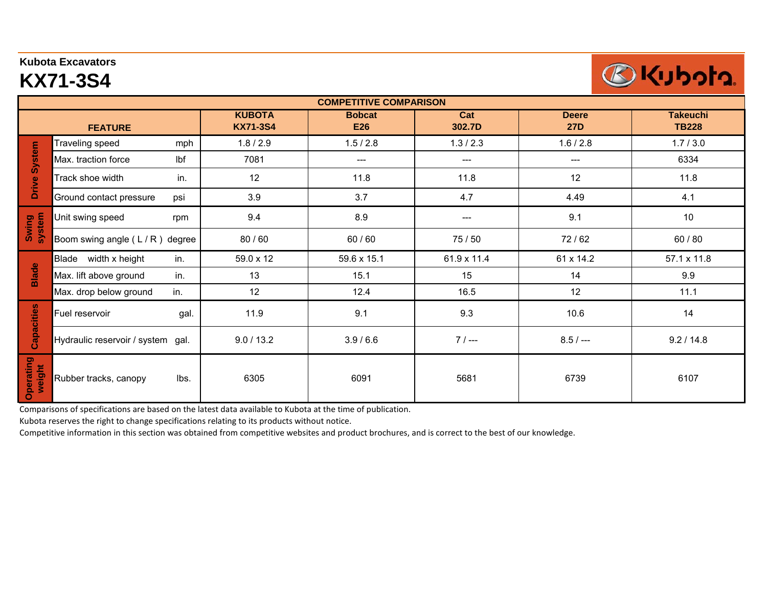Kubota Excavators

# KX71-3S4

| COMPETITIVE COMPARISON | | | | | | | |
|---|---|---|---|---|---|---|---|
| FEATURE | | | KUBOTA KX71-3S4 | Bobcat E26 | Cat 302.7D | Deere 27D | Takeuchi TB228 |
| Drive System | Traveling speed | mph | 1.8 / 2.9 | 1.5 / 2.8 | 1.3 / 2.3 | 1.6 / 2.8 | 1.7 / 3.0 |
| | Max. traction force | lbf | 7081 | --- | --- | --- | 6334 |
| | Track shoe width | in. | 12 | 11.8 | 11.8 | 12 | 11.8 |
| | Ground contact pressure | psi | 3.9 | 3.7 | 4.7 | 4.49 | 4.1 |
| Swing system | Unit swing speed | rpm | 9.4 | 8.9 | --- | 9.1 | 10 |
| | Boom swing angle ( L / R ) | degree | 80 / 60 | 60 / 60 | 75 / 50 | 72 / 62 | 60 / 80 |
| Blade | Blade width x height | in. | 59.0 x 12 | 59.6 x 15.1 | 61.9 x 11.4 | 61 x 14.2 | 57.1 x 11.8 |
| | Max. lift above ground | in. | 13 | 15.1 | 15 | 14 | 9.9 |
| | Max. drop below ground | in. | 12 | 12.4 | 16.5 | 12 | 11.1 |
| Capacities | Fuel reservoir | gal. | 11.9 | 9.1 | 9.3 | 10.6 | 14 |
| | Hydraulic reservoir / system | gal. | 9.0 / 13.2 | 3.9 / 6.6 | 7 / --- | 8.5 / --- | 9.2 / 14.8 |
| Operating weight | Rubber tracks, canopy | lbs. | 6305 | 6091 | 5681 | 6739 | 6107 |

Comparisons of specifications are based on the latest data available to Kubota at the time of publication.

Kubota reserves the right to change specifications relating to its products without notice.

Competitive information in this section was obtained from competitive websites and product brochures, and is correct to the best of our knowledge.